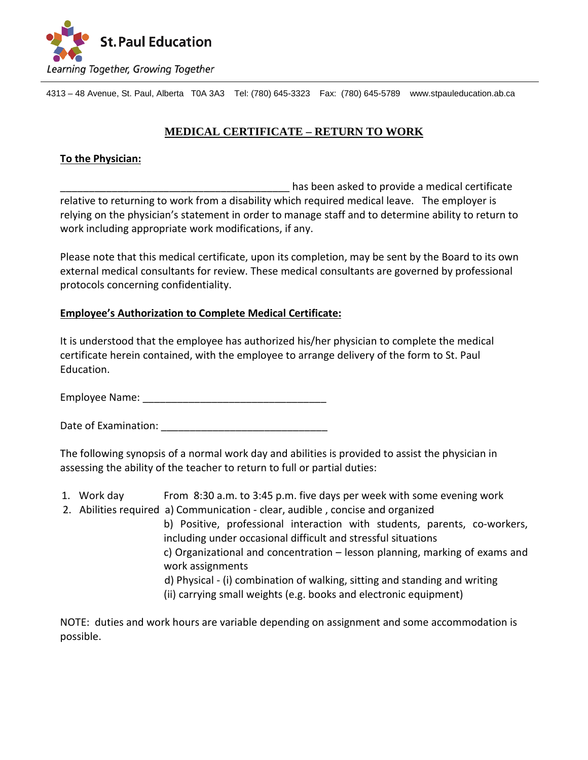St. Paul Education

*Learning Together, Growing Together*

4313 – 48 Avenue, St. Paul, Alberta T0A 3A3 Tel: (780) 645-3323 Fax: (780) 645-5789 www.stpauleducation.ab.ca

# MEDICAL CERTIFICATE – RETURN TO WORK

**To the Physician:**

_________________________________________ has been asked to provide a medical certificate relative to returning to work from a disability which required medical leave. The employer is relying on the physician's statement in order to manage staff and to determine ability to return to work including appropriate work modifications, if any.

Please note that this medical certificate, upon its completion, may be sent by the Board to its own external medical consultants for review. These medical consultants are governed by professional protocols concerning confidentiality.

**Employee's Authorization to Complete Medical Certificate:**

It is understood that the employee has authorized his/her physician to complete the medical certificate herein contained, with the employee to arrange delivery of the form to St. Paul Education.

Employee Name: _________________________________

Date of Examination: _____________________________

The following synopsis of a normal work day and abilities is provided to assist the physician in assessing the ability of the teacher to return to full or partial duties:

1. Work day — From 8:30 a.m. to 3:45 p.m. five days per week with some evening work
2. Abilities required
   a) Communication - clear, audible , concise and organized
   b) Positive, professional interaction with students, parents, co-workers, including under occasional difficult and stressful situations
   c) Organizational and concentration – lesson planning, marking of exams and work assignments
   d) Physical - (i) combination of walking, sitting and standing and writing
   (ii) carrying small weights (e.g. books and electronic equipment)

NOTE: duties and work hours are variable depending on assignment and some accommodation is possible.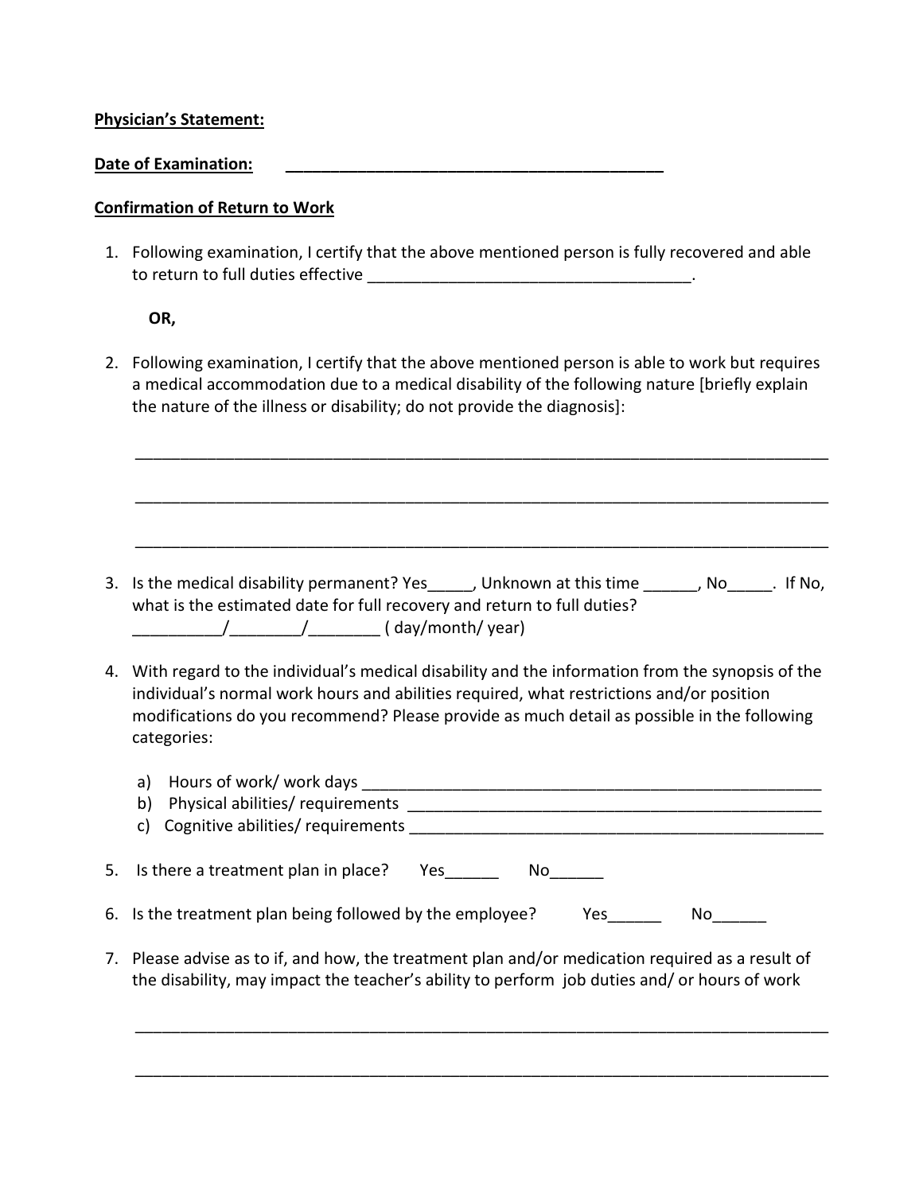**Physician's Statement:**

**Date of Examination:** ____________________________________________

**Confirmation of Return to Work**

1. Following examination, I certify that the above mentioned person is fully recovered and able to return to full duties effective ____________________________________.

   **OR,**

2. Following examination, I certify that the above mentioned person is able to work but requires a medical accommodation due to a medical disability of the following nature [briefly explain the nature of the illness or disability; do not provide the diagnosis]:

   ______________________________________________________________________________

   ______________________________________________________________________________

   ______________________________________________________________________________

3. Is the medical disability permanent? Yes_____, Unknown at this time ______, No_____. If No, what is the estimated date for full recovery and return to full duties? __________/________/________ ( day/month/ year)

4. With regard to the individual's medical disability and the information from the synopsis of the individual's normal work hours and abilities required, what restrictions and/or position modifications do you recommend? Please provide as much detail as possible in the following categories:

   a) Hours of work/ work days ____________________________________________________
   b) Physical abilities/ requirements _______________________________________________
   c) Cognitive abilities/ requirements ______________________________________________

5. Is there a treatment plan in place? Yes______ No______

6. Is the treatment plan being followed by the employee? Yes______ No______

7. Please advise as to if, and how, the treatment plan and/or medication required as a result of the disability, may impact the teacher's ability to perform job duties and/ or hours of work

   ______________________________________________________________________________

   ______________________________________________________________________________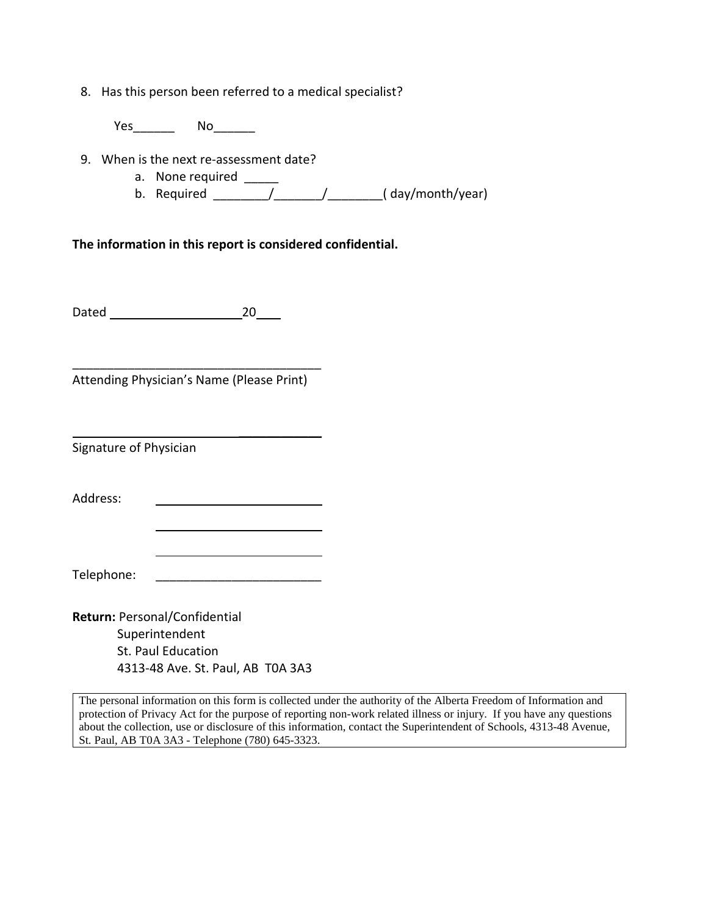8. Has this person been referred to a medical specialist?

   Yes______ No______

9. When is the next re-assessment date?
   a. None required _____
   b. Required ________/_______/________( day/month/year)

**The information in this report is considered confidential.**

Dated ____________________20____

_____________________________________
Attending Physician's Name (Please Print)

_____________________________________
Signature of Physician

Address: _________________________

_________________________

_________________________

Telephone: _________________________

**Return:** Personal/Confidential
Superintendent
St. Paul Education
4313-48 Ave. St. Paul, AB T0A 3A3

The personal information on this form is collected under the authority of the Alberta Freedom of Information and protection of Privacy Act for the purpose of reporting non-work related illness or injury. If you have any questions about the collection, use or disclosure of this information, contact the Superintendent of Schools, 4313-48 Avenue, St. Paul, AB T0A 3A3 - Telephone (780) 645-3323.